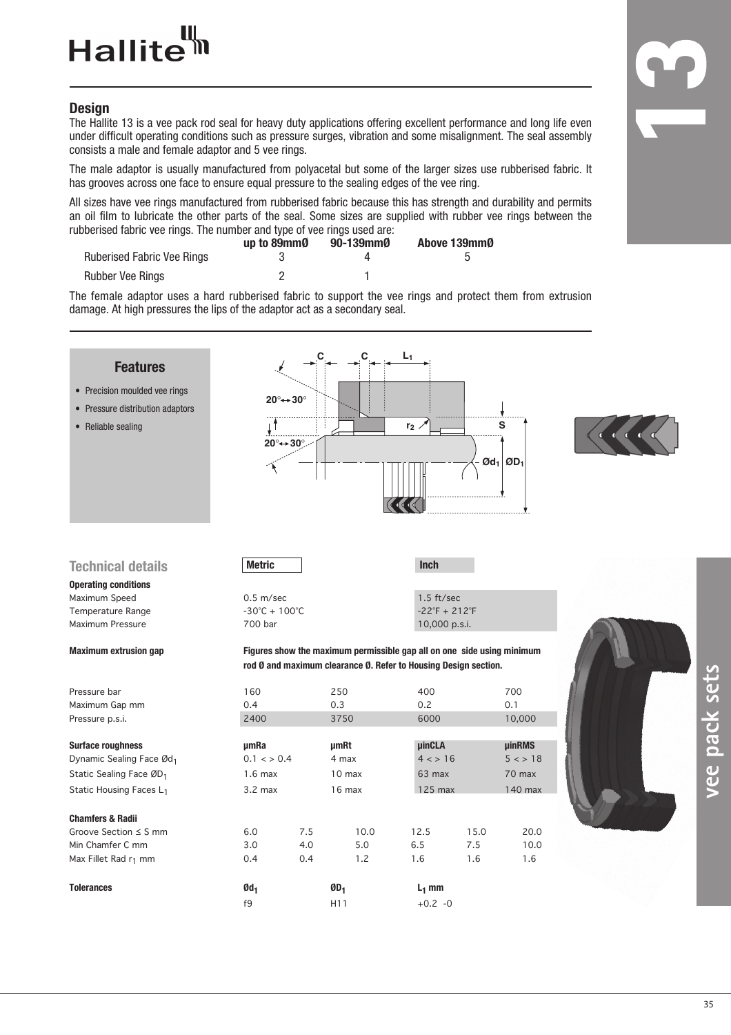Hallite

# 13

## Design

The Hallite 13 is a vee pack rod seal for heavy duty applications offering excellent performance and long life even under difficult operating conditions such as pressure surges, vibration and some misalignment. The seal assembly consists a male and female adaptor and 5 vee rings.

The male adaptor is usually manufactured from polyacetal but some of the larger sizes use rubberised fabric. It has grooves across one face to ensure equal pressure to the sealing edges of the vee ring.

All sizes have vee rings manufactured from rubberised fabric because this has strength and durability and permits an oil film to lubricate the other parts of the seal. Some sizes are supplied with rubber vee rings between the rubberised fabric vee rings. The number and type of vee rings used are:

| | up to 89mmØ | 90-139mmØ | Above 139mmØ |
|---|---|---|---|
| Ruberised Fabric Vee Rings | 3 | 4 | 5 |
| Rubber Vee Rings | 2 | 1 | |

The female adaptor uses a hard rubberised fabric to support the vee rings and protect them from extrusion damage. At high pressures the lips of the adaptor act as a secondary seal.

### Features

- Precision moulded vee rings
- Pressure distribution adaptors
- Reliable sealing

C C $L_1$ 20°↔30° 20°↔30° $r_2$ S $Ød_1$ $ØD_1$

## Technical details

| | Metric | Inch |
|---|---|---|
| **Operating conditions** | | |
| Maximum Speed | 0.5 m/sec | 1.5 ft/sec |
| Temperature Range | -30°C + 100°C | -22°F + 212°F |
| Maximum Pressure | 700 bar | 10,000 p.s.i. |

**Maximum extrusion gap** — **Figures show the maximum permissible gap all on one side using minimum rod Ø and maximum clearance Ø. Refer to Housing Design section.**

| | | | | |
|---|---|---|---|---|
| Pressure bar | 160 | 250 | 400 | 700 |
| Maximum Gap mm | 0.4 | 0.3 | 0.2 | 0.1 |
| Pressure p.s.i. | 2400 | 3750 | 6000 | 10,000 |

| **Surface roughness** | **µmRa** | **µmRt** | **µinCLA** | **µinRMS** |
|---|---|---|---|---|
| Dynamic Sealing Face $Ød_1$ | 0.1 < > 0.4 | 4 max | 4 < > 16 | 5 < > 18 |
| Static Sealing Face $ØD_1$ | 1.6 max | 10 max | 63 max | 70 max |
| Static Housing Faces $L_1$ | 3.2 max | 16 max | 125 max | 140 max |

| **Chamfers & Radii** | | | | | | |
|---|---|---|---|---|---|---|
| Groove Section ≤ S mm | 6.0 | 7.5 | 10.0 | 12.5 | 15.0 | 20.0 |
| Min Chamfer C mm | 3.0 | 4.0 | 5.0 | 6.5 | 7.5 | 10.0 |
| Max Fillet Rad $r_1$ mm | 0.4 | 0.4 | 1.2 | 1.6 | 1.6 | 1.6 |

| **Tolerances** | **$Ød_1$** | **$ØD_1$** | **$L_1$ mm** |
|---|---|---|---|
| | f9 | H11 | +0.2 -0 |

vee pack sets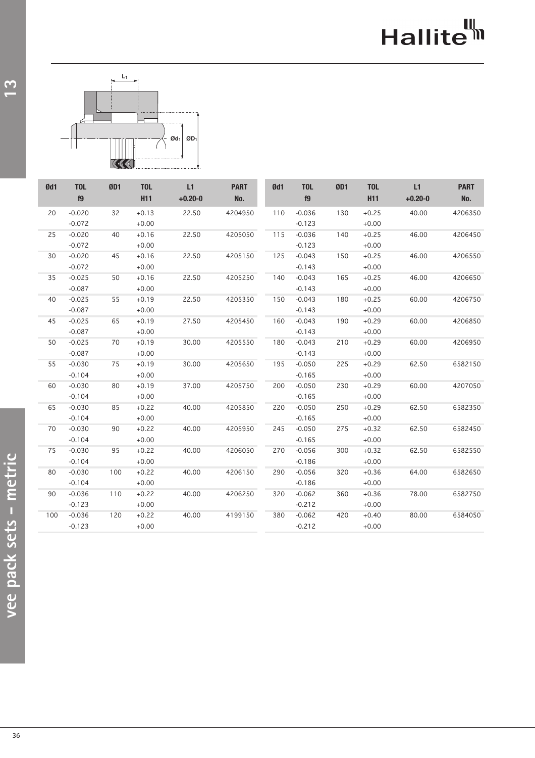L1

Ød1 ØD1

| Ød1 | TOL f9 | ØD1 | TOL H11 | L1 +0.20-0 | PART No. |
|---|---|---|---|---|---|
| 20 | -0.020 -0.072 | 32 | +0.13 +0.00 | 22.50 | 4204950 |
| 25 | -0.020 -0.072 | 40 | +0.16 +0.00 | 22.50 | 4205050 |
| 30 | -0.020 -0.072 | 45 | +0.16 +0.00 | 22.50 | 4205150 |
| 35 | -0.025 -0.087 | 50 | +0.16 +0.00 | 22.50 | 4205250 |
| 40 | -0.025 -0.087 | 55 | +0.19 +0.00 | 22.50 | 4205350 |
| 45 | -0.025 -0.087 | 65 | +0.19 +0.00 | 27.50 | 4205450 |
| 50 | -0.025 -0.087 | 70 | +0.19 +0.00 | 30.00 | 4205550 |
| 55 | -0.030 -0.104 | 75 | +0.19 +0.00 | 30.00 | 4205650 |
| 60 | -0.030 -0.104 | 80 | +0.19 +0.00 | 37.00 | 4205750 |
| 65 | -0.030 -0.104 | 85 | +0.22 +0.00 | 40.00 | 4205850 |
| 70 | -0.030 -0.104 | 90 | +0.22 +0.00 | 40.00 | 4205950 |
| 75 | -0.030 -0.104 | 95 | +0.22 +0.00 | 40.00 | 4206050 |
| 80 | -0.030 -0.104 | 100 | +0.22 +0.00 | 40.00 | 4206150 |
| 90 | -0.036 -0.123 | 110 | +0.22 +0.00 | 40.00 | 4206250 |
| 100 | -0.036 -0.123 | 120 | +0.22 +0.00 | 40.00 | 4199150 |
| 110 | -0.036 -0.123 | 130 | +0.25 +0.00 | 40.00 | 4206350 |
| 115 | -0.036 -0.123 | 140 | +0.25 +0.00 | 46.00 | 4206450 |
| 125 | -0.043 -0.143 | 150 | +0.25 +0.00 | 46.00 | 4206550 |
| 140 | -0.043 -0.143 | 165 | +0.25 +0.00 | 46.00 | 4206650 |
| 150 | -0.043 -0.143 | 180 | +0.25 +0.00 | 60.00 | 4206750 |
| 160 | -0.043 -0.143 | 190 | +0.29 +0.00 | 60.00 | 4206850 |
| 180 | -0.043 -0.143 | 210 | +0.29 +0.00 | 60.00 | 4206950 |
| 195 | -0.050 -0.165 | 225 | +0.29 +0.00 | 62.50 | 6582150 |
| 200 | -0.050 -0.165 | 230 | +0.29 +0.00 | 60.00 | 4207050 |
| 220 | -0.050 -0.165 | 250 | +0.29 +0.00 | 62.50 | 6582350 |
| 245 | -0.050 -0.165 | 275 | +0.32 +0.00 | 62.50 | 6582450 |
| 270 | -0.056 -0.186 | 300 | +0.32 +0.00 | 62.50 | 6582550 |
| 290 | -0.056 -0.186 | 320 | +0.36 +0.00 | 64.00 | 6582650 |
| 320 | -0.062 -0.212 | 360 | +0.36 +0.00 | 78.00 | 6582750 |
| 380 | -0.062 -0.212 | 420 | +0.40 +0.00 | 80.00 | 6584050 |